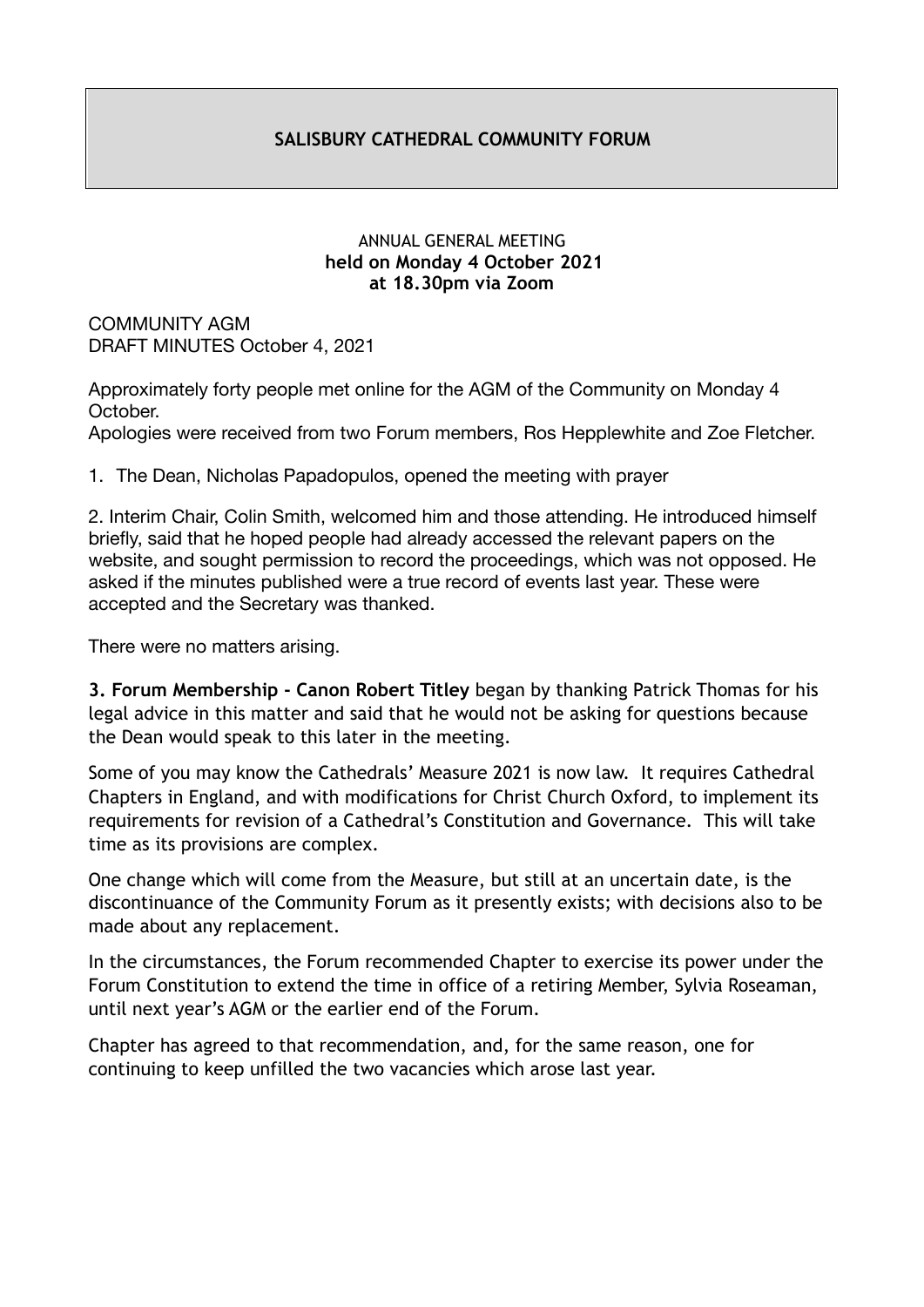# SALISBURY CATHEDRAL COMMUNITY FORUM

ANNUAL GENERAL MEETING
**held on Monday 4 October 2021**
**at 18.30pm via Zoom**

COMMUNITY AGM
DRAFT MINUTES October 4, 2021

Approximately forty people met online for the AGM of the Community on Monday 4 October.
Apologies were received from two Forum members, Ros Hepplewhite and Zoe Fletcher.

1. The Dean, Nicholas Papadopulos, opened the meeting with prayer

2. Interim Chair, Colin Smith, welcomed him and those attending. He introduced himself briefly, said that he hoped people had already accessed the relevant papers on the website, and sought permission to record the proceedings, which was not opposed. He asked if the minutes published were a true record of events last year. These were accepted and the Secretary was thanked.

There were no matters arising.

**3. Forum Membership - Canon Robert Titley** began by thanking Patrick Thomas for his legal advice in this matter and said that he would not be asking for questions because the Dean would speak to this later in the meeting.

Some of you may know the Cathedrals' Measure 2021 is now law. It requires Cathedral Chapters in England, and with modifications for Christ Church Oxford, to implement its requirements for revision of a Cathedral's Constitution and Governance. This will take time as its provisions are complex.

One change which will come from the Measure, but still at an uncertain date, is the discontinuance of the Community Forum as it presently exists; with decisions also to be made about any replacement.

In the circumstances, the Forum recommended Chapter to exercise its power under the Forum Constitution to extend the time in office of a retiring Member, Sylvia Roseaman, until next year's AGM or the earlier end of the Forum.

Chapter has agreed to that recommendation, and, for the same reason, one for continuing to keep unfilled the two vacancies which arose last year.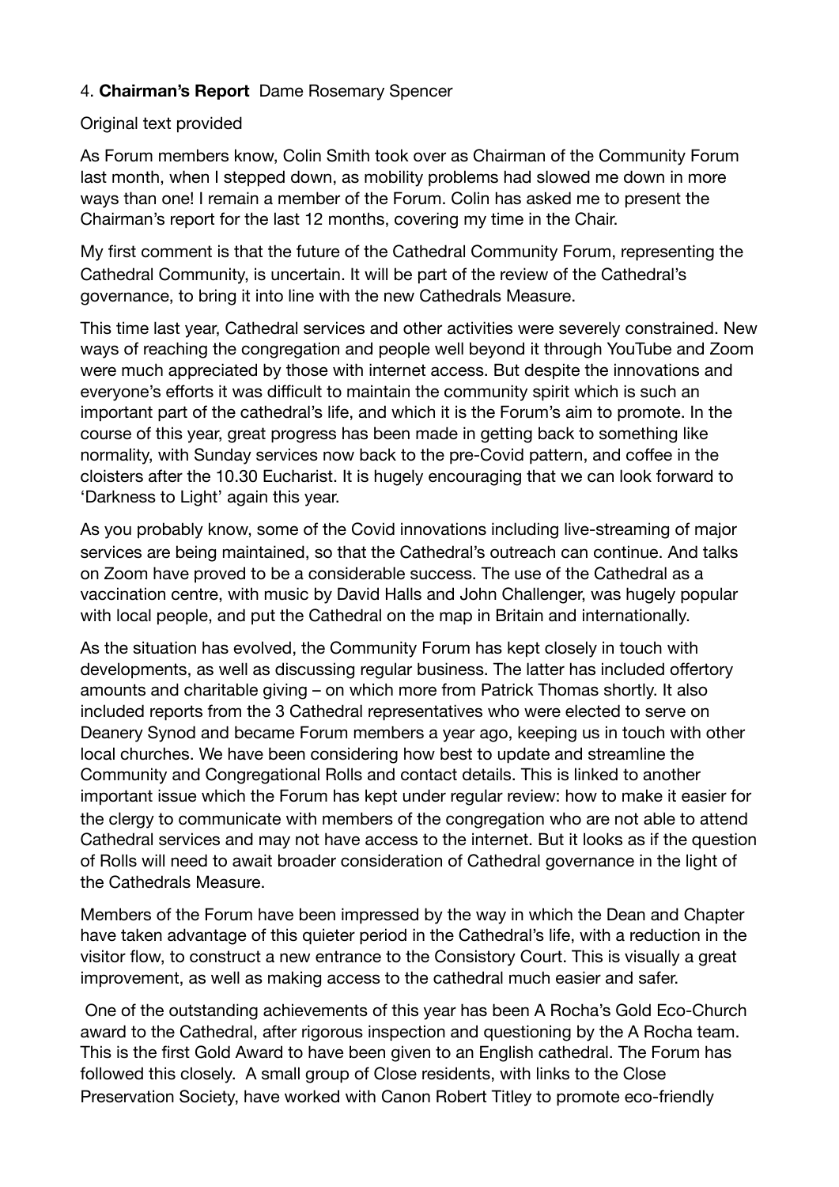4. **Chairman's Report** Dame Rosemary Spencer

Original text provided

As Forum members know, Colin Smith took over as Chairman of the Community Forum last month, when I stepped down, as mobility problems had slowed me down in more ways than one! I remain a member of the Forum. Colin has asked me to present the Chairman's report for the last 12 months, covering my time in the Chair.

My first comment is that the future of the Cathedral Community Forum, representing the Cathedral Community, is uncertain. It will be part of the review of the Cathedral's governance, to bring it into line with the new Cathedrals Measure.

This time last year, Cathedral services and other activities were severely constrained. New ways of reaching the congregation and people well beyond it through YouTube and Zoom were much appreciated by those with internet access. But despite the innovations and everyone's efforts it was difficult to maintain the community spirit which is such an important part of the cathedral's life, and which it is the Forum's aim to promote. In the course of this year, great progress has been made in getting back to something like normality, with Sunday services now back to the pre-Covid pattern, and coffee in the cloisters after the 10.30 Eucharist. It is hugely encouraging that we can look forward to 'Darkness to Light' again this year.

As you probably know, some of the Covid innovations including live-streaming of major services are being maintained, so that the Cathedral's outreach can continue. And talks on Zoom have proved to be a considerable success. The use of the Cathedral as a vaccination centre, with music by David Halls and John Challenger, was hugely popular with local people, and put the Cathedral on the map in Britain and internationally.

As the situation has evolved, the Community Forum has kept closely in touch with developments, as well as discussing regular business. The latter has included offertory amounts and charitable giving – on which more from Patrick Thomas shortly. It also included reports from the 3 Cathedral representatives who were elected to serve on Deanery Synod and became Forum members a year ago, keeping us in touch with other local churches. We have been considering how best to update and streamline the Community and Congregational Rolls and contact details. This is linked to another important issue which the Forum has kept under regular review: how to make it easier for the clergy to communicate with members of the congregation who are not able to attend Cathedral services and may not have access to the internet. But it looks as if the question of Rolls will need to await broader consideration of Cathedral governance in the light of the Cathedrals Measure.

Members of the Forum have been impressed by the way in which the Dean and Chapter have taken advantage of this quieter period in the Cathedral's life, with a reduction in the visitor flow, to construct a new entrance to the Consistory Court. This is visually a great improvement, as well as making access to the cathedral much easier and safer.

One of the outstanding achievements of this year has been A Rocha's Gold Eco-Church award to the Cathedral, after rigorous inspection and questioning by the A Rocha team. This is the first Gold Award to have been given to an English cathedral. The Forum has followed this closely. A small group of Close residents, with links to the Close Preservation Society, have worked with Canon Robert Titley to promote eco-friendly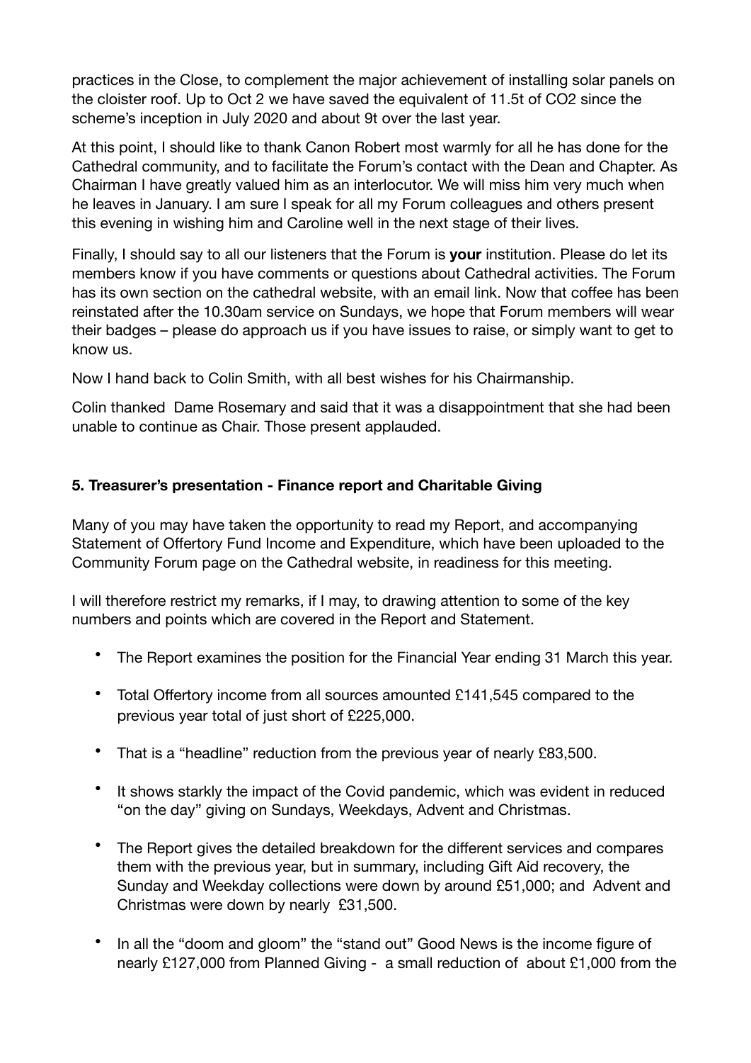practices in the Close, to complement the major achievement of installing solar panels on the cloister roof. Up to Oct 2 we have saved the equivalent of 11.5t of $CO_2$ since the scheme's inception in July 2020 and about 9t over the last year.

At this point, I should like to thank Canon Robert most warmly for all he has done for the Cathedral community, and to facilitate the Forum's contact with the Dean and Chapter. As Chairman I have greatly valued him as an interlocutor. We will miss him very much when he leaves in January. I am sure I speak for all my Forum colleagues and others present this evening in wishing him and Caroline well in the next stage of their lives.

Finally, I should say to all our listeners that the Forum is **your** institution. Please do let its members know if you have comments or questions about Cathedral activities. The Forum has its own section on the cathedral website, with an email link. Now that coffee has been reinstated after the 10.30am service on Sundays, we hope that Forum members will wear their badges – please do approach us if you have issues to raise, or simply want to get to know us.

Now I hand back to Colin Smith, with all best wishes for his Chairmanship.

Colin thanked Dame Rosemary and said that it was a disappointment that she had been unable to continue as Chair. Those present applauded.

### 5. Treasurer's presentation - Finance report and Charitable Giving

Many of you may have taken the opportunity to read my Report, and accompanying Statement of Offertory Fund Income and Expenditure, which have been uploaded to the Community Forum page on the Cathedral website, in readiness for this meeting.

I will therefore restrict my remarks, if I may, to drawing attention to some of the key numbers and points which are covered in the Report and Statement.

- The Report examines the position for the Financial Year ending 31 March this year.
- Total Offertory income from all sources amounted £141,545 compared to the previous year total of just short of £225,000.
- That is a "headline" reduction from the previous year of nearly £83,500.
- It shows starkly the impact of the Covid pandemic, which was evident in reduced "on the day" giving on Sundays, Weekdays, Advent and Christmas.
- The Report gives the detailed breakdown for the different services and compares them with the previous year, but in summary, including Gift Aid recovery, the Sunday and Weekday collections were down by around £51,000; and Advent and Christmas were down by nearly £31,500.
- In all the "doom and gloom" the "stand out" Good News is the income figure of nearly £127,000 from Planned Giving - a small reduction of about £1,000 from the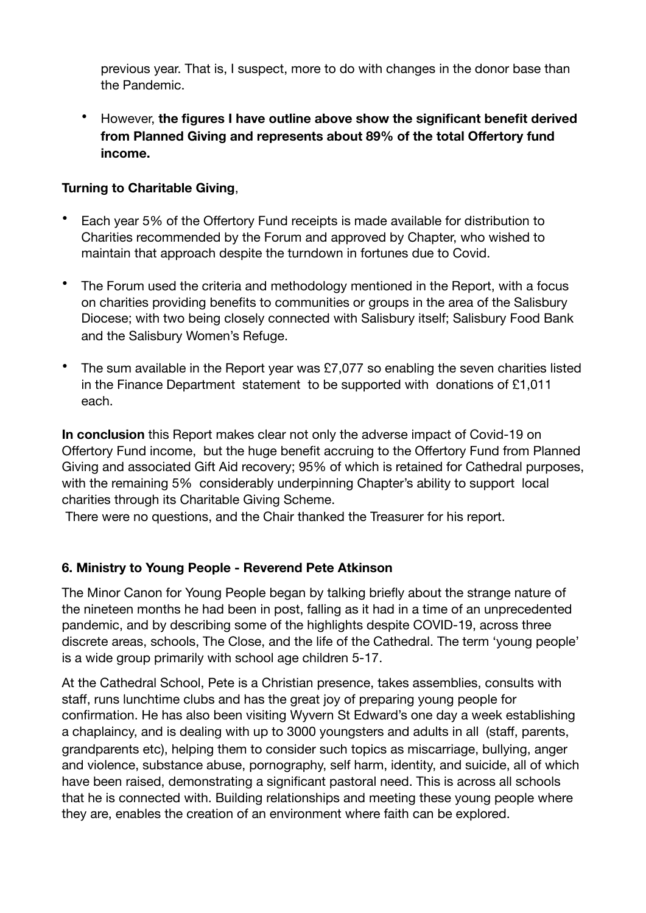previous year. That is, I suspect, more to do with changes in the donor base than the Pandemic.

- However, **the figures I have outline above show the significant benefit derived from Planned Giving and represents about 89% of the total Offertory fund income.**

**Turning to Charitable Giving**,

- Each year 5% of the Offertory Fund receipts is made available for distribution to Charities recommended by the Forum and approved by Chapter, who wished to maintain that approach despite the turndown in fortunes due to Covid.
- The Forum used the criteria and methodology mentioned in the Report, with a focus on charities providing benefits to communities or groups in the area of the Salisbury Diocese; with two being closely connected with Salisbury itself; Salisbury Food Bank and the Salisbury Women's Refuge.
- The sum available in the Report year was £7,077 so enabling the seven charities listed in the Finance Department statement to be supported with donations of £1,011 each.

**In conclusion** this Report makes clear not only the adverse impact of Covid-19 on Offertory Fund income, but the huge benefit accruing to the Offertory Fund from Planned Giving and associated Gift Aid recovery; 95% of which is retained for Cathedral purposes, with the remaining 5% considerably underpinning Chapter's ability to support local charities through its Charitable Giving Scheme.

There were no questions, and the Chair thanked the Treasurer for his report.

### 6. Ministry to Young People - Reverend Pete Atkinson

The Minor Canon for Young People began by talking briefly about the strange nature of the nineteen months he had been in post, falling as it had in a time of an unprecedented pandemic, and by describing some of the highlights despite COVID-19, across three discrete areas, schools, The Close, and the life of the Cathedral. The term 'young people' is a wide group primarily with school age children 5-17.

At the Cathedral School, Pete is a Christian presence, takes assemblies, consults with staff, runs lunchtime clubs and has the great joy of preparing young people for confirmation. He has also been visiting Wyvern St Edward's one day a week establishing a chaplaincy, and is dealing with up to 3000 youngsters and adults in all (staff, parents, grandparents etc), helping them to consider such topics as miscarriage, bullying, anger and violence, substance abuse, pornography, self harm, identity, and suicide, all of which have been raised, demonstrating a significant pastoral need. This is across all schools that he is connected with. Building relationships and meeting these young people where they are, enables the creation of an environment where faith can be explored.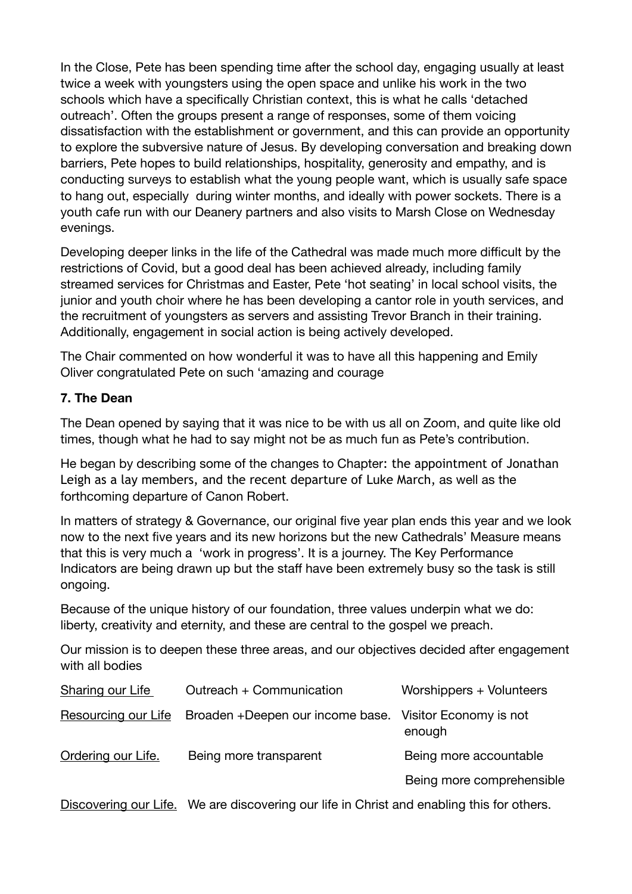In the Close, Pete has been spending time after the school day, engaging usually at least twice a week with youngsters using the open space and unlike his work in the two schools which have a specifically Christian context, this is what he calls 'detached outreach'. Often the groups present a range of responses, some of them voicing dissatisfaction with the establishment or government, and this can provide an opportunity to explore the subversive nature of Jesus. By developing conversation and breaking down barriers, Pete hopes to build relationships, hospitality, generosity and empathy, and is conducting surveys to establish what the young people want, which is usually safe space to hang out, especially during winter months, and ideally with power sockets. There is a youth cafe run with our Deanery partners and also visits to Marsh Close on Wednesday evenings.

Developing deeper links in the life of the Cathedral was made much more difficult by the restrictions of Covid, but a good deal has been achieved already, including family streamed services for Christmas and Easter, Pete 'hot seating' in local school visits, the junior and youth choir where he has been developing a cantor role in youth services, and the recruitment of youngsters as servers and assisting Trevor Branch in their training. Additionally, engagement in social action is being actively developed.

The Chair commented on how wonderful it was to have all this happening and Emily Oliver congratulated Pete on such 'amazing and courage

**7. The Dean**

The Dean opened by saying that it was nice to be with us all on Zoom, and quite like old times, though what he had to say might not be as much fun as Pete's contribution.

He began by describing some of the changes to Chapter: the appointment of Jonathan Leigh as a lay members, and the recent departure of Luke March, as well as the forthcoming departure of Canon Robert.

In matters of strategy & Governance, our original five year plan ends this year and we look now to the next five years and its new horizons but the new Cathedrals' Measure means that this is very much a 'work in progress'. It is a journey. The Key Performance Indicators are being drawn up but the staff have been extremely busy so the task is still ongoing.

Because of the unique history of our foundation, three values underpin what we do: liberty, creativity and eternity, and these are central to the gospel we preach.

Our mission is to deepen these three areas, and our objectives decided after engagement with all bodies

| | | |
|---|---|---|
| <u>Sharing our Life</u> | Outreach + Communication | Worshippers + Volunteers |
| <u>Resourcing our Life</u> | Broaden +Deepen our income base. | Visitor Economy is not enough |
| <u>Ordering our Life.</u> | Being more transparent | Being more accountable |
| | | Being more comprehensible |

<u>Discovering our Life.</u> We are discovering our life in Christ and enabling this for others.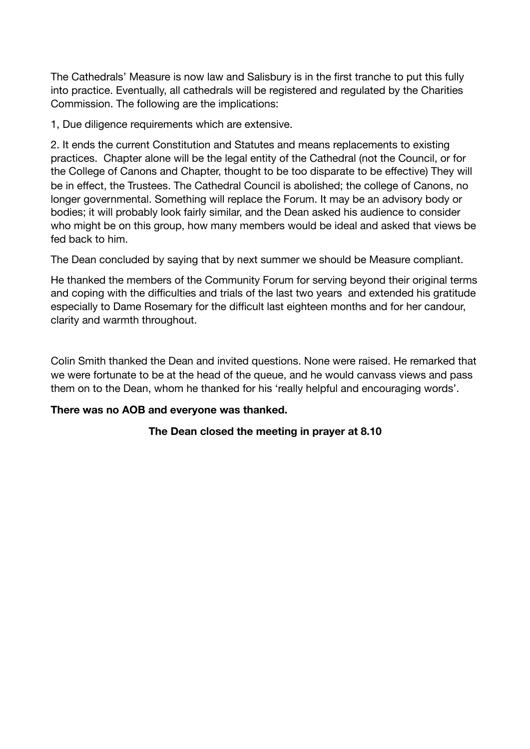The Cathedrals' Measure is now law and Salisbury is in the first tranche to put this fully into practice. Eventually, all cathedrals will be registered and regulated by the Charities Commission. The following are the implications:

1, Due diligence requirements which are extensive.

2. It ends the current Constitution and Statutes and means replacements to existing practices. Chapter alone will be the legal entity of the Cathedral (not the Council, or for the College of Canons and Chapter, thought to be too disparate to be effective) They will be in effect, the Trustees. The Cathedral Council is abolished; the college of Canons, no longer governmental. Something will replace the Forum. It may be an advisory body or bodies; it will probably look fairly similar, and the Dean asked his audience to consider who might be on this group, how many members would be ideal and asked that views be fed back to him.

The Dean concluded by saying that by next summer we should be Measure compliant.

He thanked the members of the Community Forum for serving beyond their original terms and coping with the difficulties and trials of the last two years and extended his gratitude especially to Dame Rosemary for the difficult last eighteen months and for her candour, clarity and warmth throughout.

Colin Smith thanked the Dean and invited questions. None were raised. He remarked that we were fortunate to be at the head of the queue, and he would canvass views and pass them on to the Dean, whom he thanked for his 'really helpful and encouraging words'.

**There was no AOB and everyone was thanked.**

**The Dean closed the meeting in prayer at 8.10**